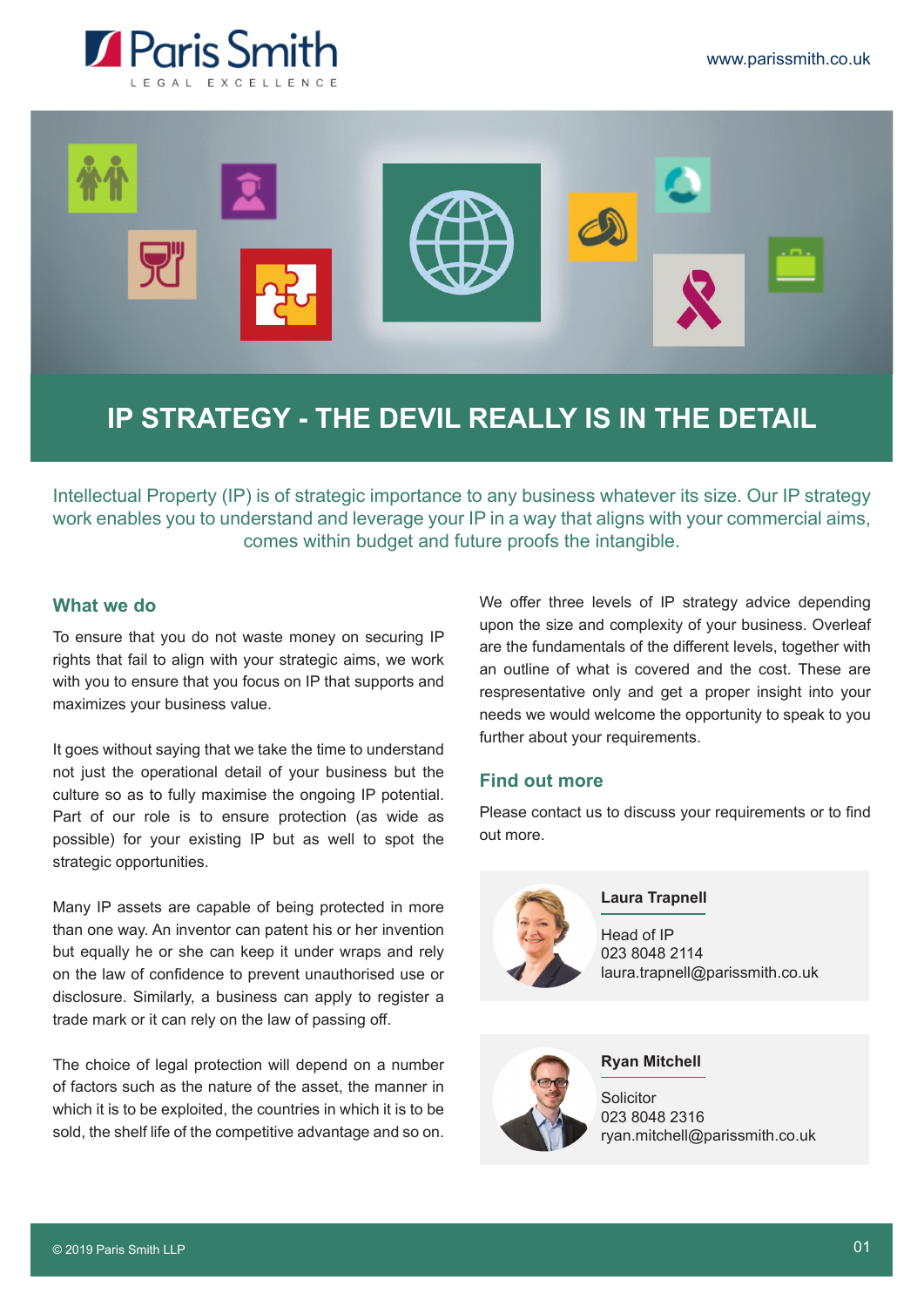Paris Smith
LEGAL EXCELLENCE

www.parissmith.co.uk

# IP STRATEGY - THE DEVIL REALLY IS IN THE DETAIL

Intellectual Property (IP) is of strategic importance to any business whatever its size. Our IP strategy work enables you to understand and leverage your IP in a way that aligns with your commercial aims, comes within budget and future proofs the intangible.

## What we do

To ensure that you do not waste money on securing IP rights that fail to align with your strategic aims, we work with you to ensure that you focus on IP that supports and maximizes your business value.

It goes without saying that we take the time to understand not just the operational detail of your business but the culture so as to fully maximise the ongoing IP potential. Part of our role is to ensure protection (as wide as possible) for your existing IP but as well to spot the strategic opportunities.

Many IP assets are capable of being protected in more than one way. An inventor can patent his or her invention but equally he or she can keep it under wraps and rely on the law of confidence to prevent unauthorised use or disclosure. Similarly, a business can apply to register a trade mark or it can rely on the law of passing off.

The choice of legal protection will depend on a number of factors such as the nature of the asset, the manner in which it is to be exploited, the countries in which it is to be sold, the shelf life of the competitive advantage and so on.

We offer three levels of IP strategy advice depending upon the size and complexity of your business. Overleaf are the fundamentals of the different levels, together with an outline of what is covered and the cost. These are respresentative only and get a proper insight into your needs we would welcome the opportunity to speak to you further about your requirements.

## Find out more

Please contact us to discuss your requirements or to find out more.

**Laura Trapnell**
Head of IP
023 8048 2114
laura.trapnell@parissmith.co.uk

**Ryan Mitchell**
Solicitor
023 8048 2316
ryan.mitchell@parissmith.co.uk

© 2019 Paris Smith LLP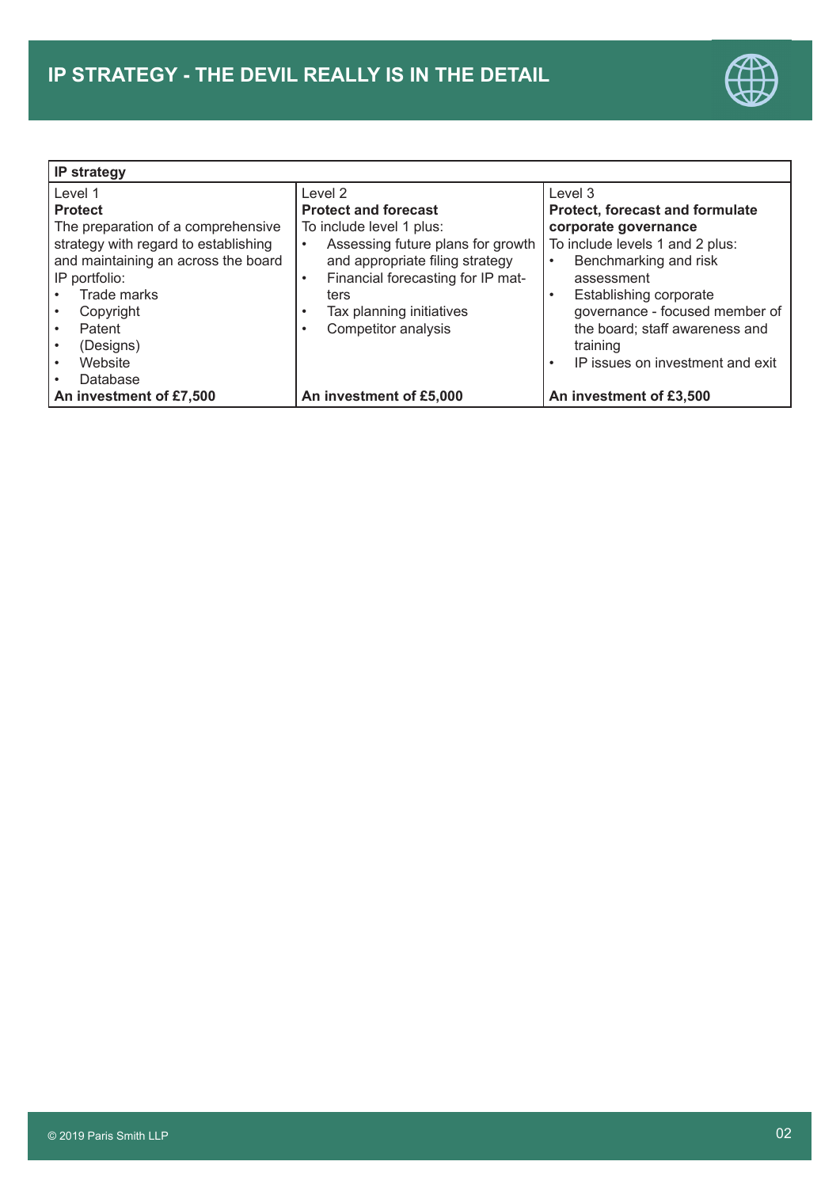# IP STRATEGY - THE DEVIL REALLY IS IN THE DETAIL

| IP strategy | | |
|---|---|---|
| Level 1<br>**Protect**<br>The preparation of a comprehensive strategy with regard to establishing and maintaining an across the board IP portfolio:<br>• Trade marks<br>• Copyright<br>• Patent<br>• (Designs)<br>• Website<br>• Database | Level 2<br>**Protect and forecast**<br>To include level 1 plus:<br>• Assessing future plans for growth and appropriate filing strategy<br>• Financial forecasting for IP matters<br>• Tax planning initiatives<br>• Competitor analysis | Level 3<br>**Protect, forecast and formulate corporate governance**<br>To include levels 1 and 2 plus:<br>• Benchmarking and risk assessment<br>• Establishing corporate governance - focused member of the board; staff awareness and training<br>• IP issues on investment and exit |
| **An investment of £7,500** | **An investment of £5,000** | **An investment of £3,500** |

© 2019 Paris Smith LLP